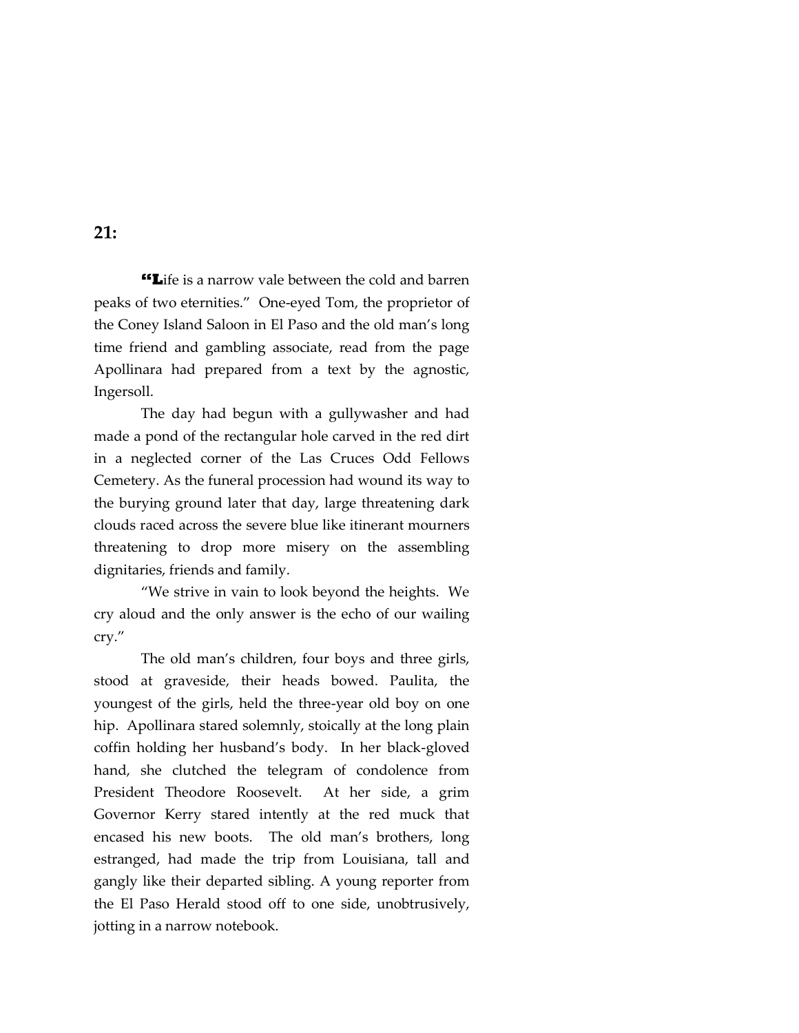## 21:

"Life is a narrow vale between the cold and barren peaks of two eternities." One-eyed Tom, the proprietor of the Coney Island Saloon in El Paso and the old man's long time friend and gambling associate, read from the page Apollinara had prepared from a text by the agnostic, Ingersoll.

The day had begun with a gullywasher and had made a pond of the rectangular hole carved in the red dirt in a neglected corner of the Las Cruces Odd Fellows Cemetery. As the funeral procession had wound its way to the burying ground later that day, large threatening dark clouds raced across the severe blue like itinerant mourners threatening to drop more misery on the assembling dignitaries, friends and family.

"We strive in vain to look beyond the heights. We cry aloud and the only answer is the echo of our wailing cry."

The old man's children, four boys and three girls, stood at graveside, their heads bowed. Paulita, the youngest of the girls, held the three-year old boy on one hip. Apollinara stared solemnly, stoically at the long plain coffin holding her husband's body. In her black-gloved hand, she clutched the telegram of condolence from President Theodore Roosevelt. At her side, a grim Governor Kerry stared intently at the red muck that encased his new boots. The old man's brothers, long estranged, had made the trip from Louisiana, tall and gangly like their departed sibling. A young reporter from the El Paso Herald stood off to one side, unobtrusively, jotting in a narrow notebook.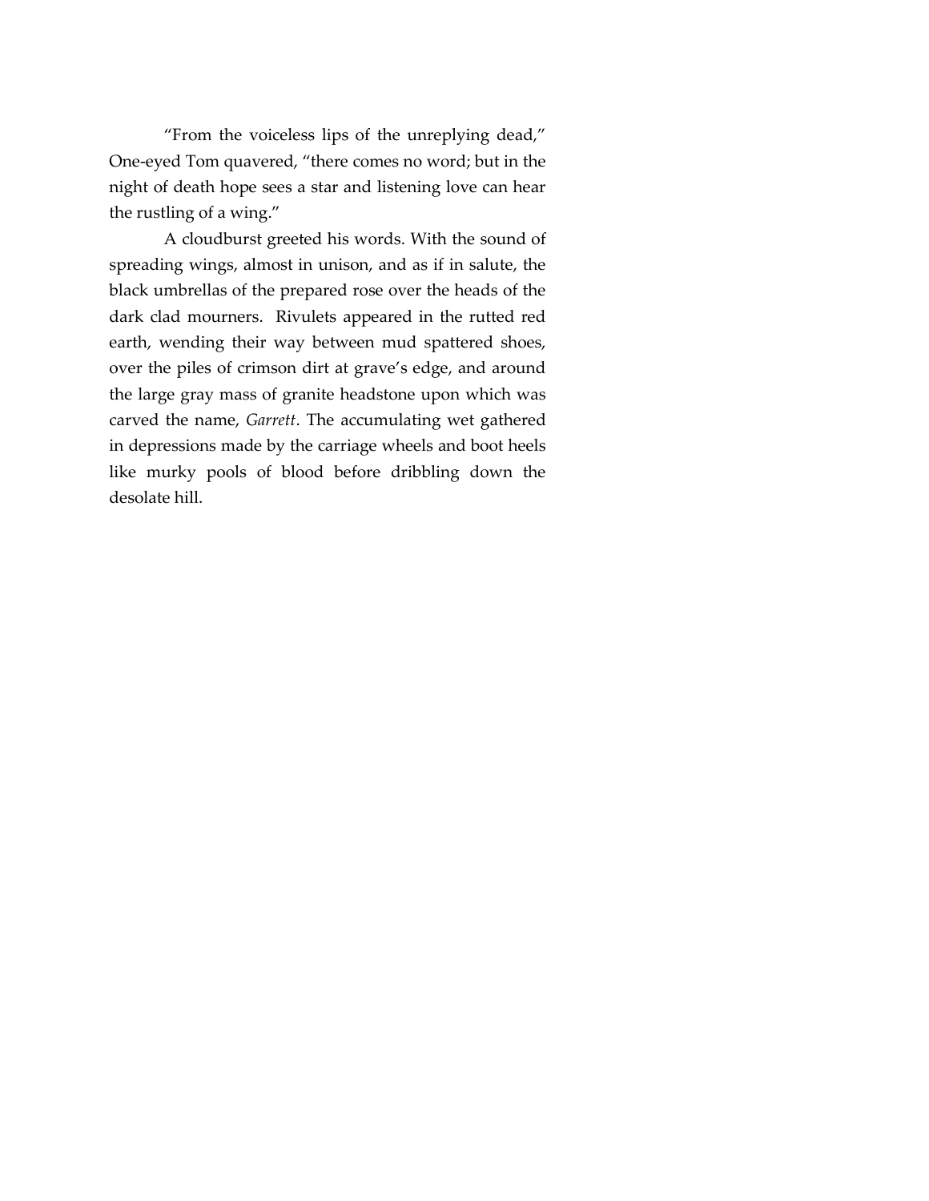"From the voiceless lips of the unreplying dead," One-eyed Tom quavered, "there comes no word; but in the night of death hope sees a star and listening love can hear the rustling of a wing."

A cloudburst greeted his words. With the sound of spreading wings, almost in unison, and as if in salute, the black umbrellas of the prepared rose over the heads of the dark clad mourners. Rivulets appeared in the rutted red earth, wending their way between mud spattered shoes, over the piles of crimson dirt at grave's edge, and around the large gray mass of granite headstone upon which was carved the name, *Garrett*. The accumulating wet gathered in depressions made by the carriage wheels and boot heels like murky pools of blood before dribbling down the desolate hill.